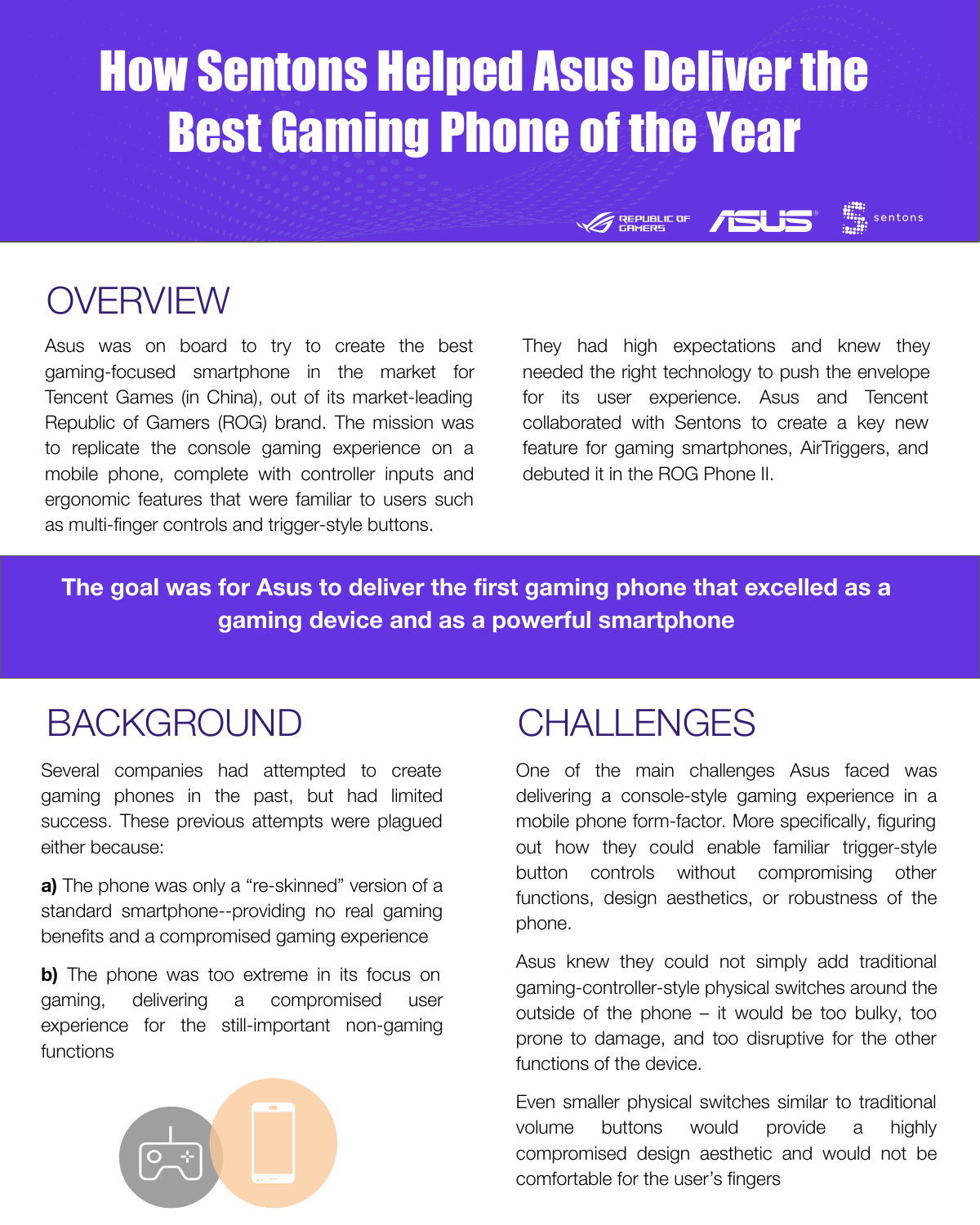# How Sentons Helped Asus Deliver the Best Gaming Phone of the Year

## OVERVIEW

Asus was on board to try to create the best gaming-focused smartphone in the market for Tencent Games (in China), out of its market-leading Republic of Gamers (ROG) brand. The mission was to replicate the console gaming experience on a mobile phone, complete with controller inputs and ergonomic features that were familiar to users such as multi-finger controls and trigger-style buttons.

They had high expectations and knew they needed the right technology to push the envelope for its user experience. Asus and Tencent collaborated with Sentons to create a key new feature for gaming smartphones, AirTriggers, and debuted it in the ROG Phone II.

**The goal was for Asus to deliver the first gaming phone that excelled as a gaming device and as a powerful smartphone**

## BACKGROUND

Several companies had attempted to create gaming phones in the past, but had limited success. These previous attempts were plagued either because:

**a)** The phone was only a "re-skinned" version of a standard smartphone--providing no real gaming benefits and a compromised gaming experience

**b)** The phone was too extreme in its focus on gaming, delivering a compromised user experience for the still-important non-gaming functions

## CHALLENGES

One of the main challenges Asus faced was delivering a console-style gaming experience in a mobile phone form-factor. More specifically, figuring out how they could enable familiar trigger-style button controls without compromising other functions, design aesthetics, or robustness of the phone.

Asus knew they could not simply add traditional gaming-controller-style physical switches around the outside of the phone – it would be too bulky, too prone to damage, and too disruptive for the other functions of the device.

Even smaller physical switches similar to traditional volume buttons would provide a highly compromised design aesthetic and would not be comfortable for the user's fingers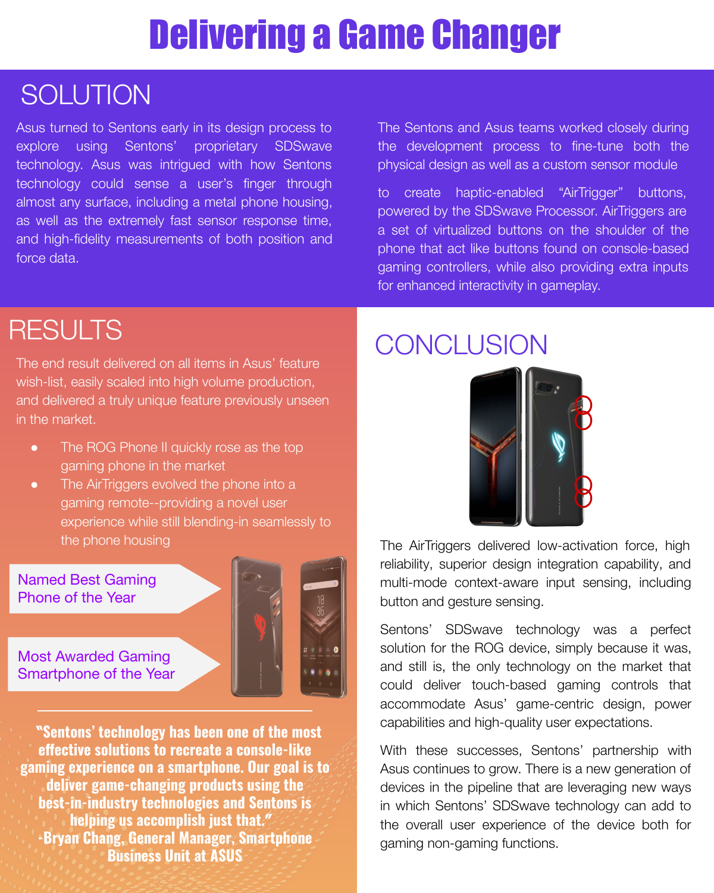# Delivering a Game Changer

## SOLUTION

Asus turned to Sentons early in its design process to explore using Sentons' proprietary SDSwave technology. Asus was intrigued with how Sentons technology could sense a user's finger through almost any surface, including a metal phone housing, as well as the extremely fast sensor response time, and high-fidelity measurements of both position and force data.

The Sentons and Asus teams worked closely during the development process to fine-tune both the physical design as well as a custom sensor module

to create haptic-enabled "AirTrigger" buttons, powered by the SDSwave Processor. AirTriggers are a set of virtualized buttons on the shoulder of the phone that act like buttons found on console-based gaming controllers, while also providing extra inputs for enhanced interactivity in gameplay.

## RESULTS

The end result delivered on all items in Asus' feature wish-list, easily scaled into high volume production, and delivered a truly unique feature previously unseen in the market.

- The ROG Phone II quickly rose as the top gaming phone in the market
- The AirTriggers evolved the phone into a gaming remote--providing a novel user experience while still blending-in seamlessly to the phone housing

Named Best Gaming Phone of the Year

Most Awarded Gaming Smartphone of the Year

**"Sentons' technology has been one of the most effective solutions to recreate a console-like gaming experience on a smartphone. Our goal is to deliver game-changing products using the best-in-industry technologies and Sentons is helping us accomplish just that."**
**-Bryan Chang, General Manager, Smartphone Business Unit at ASUS**

## CONCLUSION

The AirTriggers delivered low-activation force, high reliability, superior design integration capability, and multi-mode context-aware input sensing, including button and gesture sensing.

Sentons' SDSwave technology was a perfect solution for the ROG device, simply because it was, and still is, the only technology on the market that could deliver touch-based gaming controls that accommodate Asus' game-centric design, power capabilities and high-quality user expectations.

With these successes, Sentons' partnership with Asus continues to grow. There is a new generation of devices in the pipeline that are leveraging new ways in which Sentons' SDSwave technology can add to the overall user experience of the device both for gaming non-gaming functions.